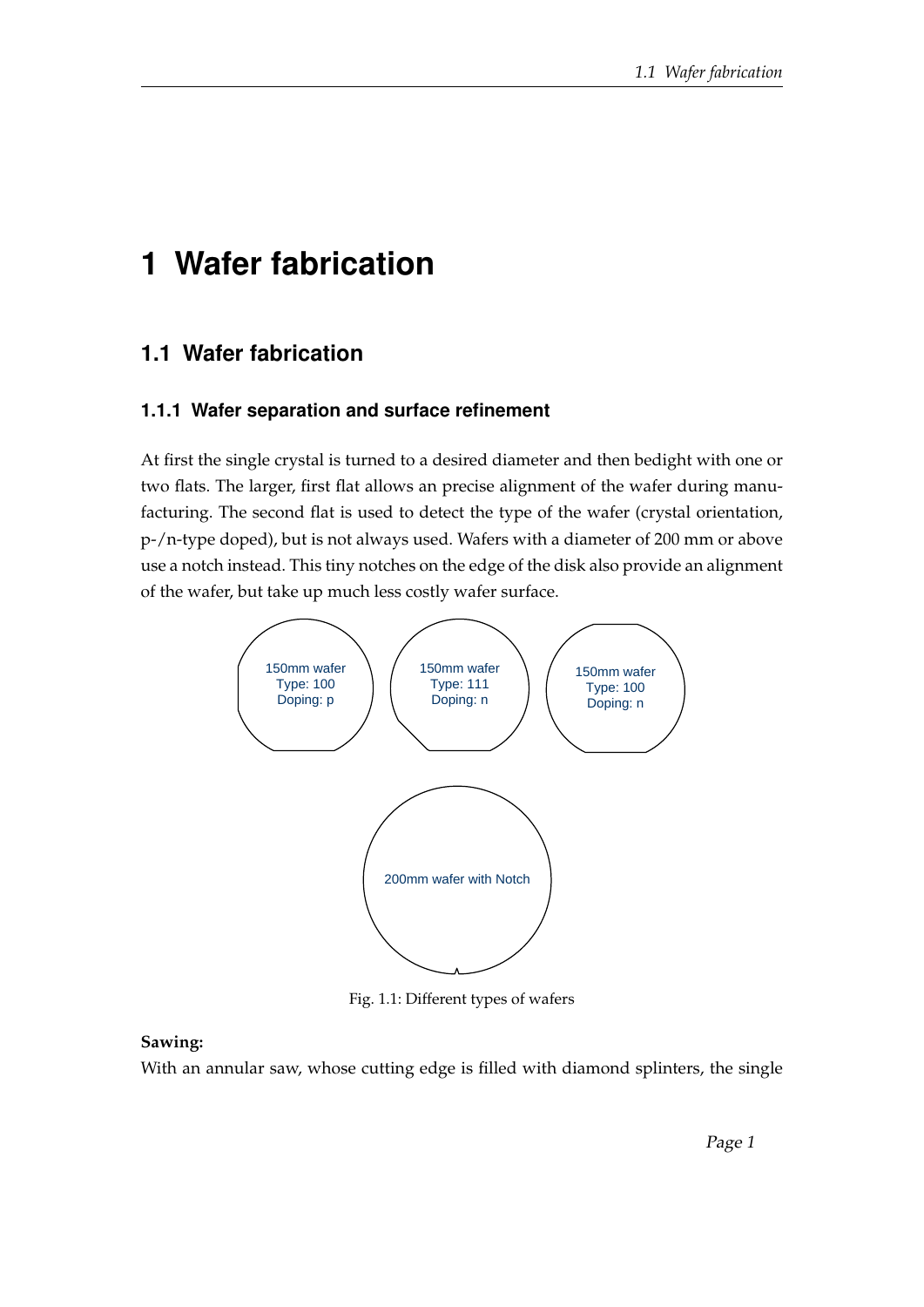# 1 Wafer fabrication

## 1.1 Wafer fabrication

### 1.1.1 Wafer separation and surface refinement

At first the single crystal is turned to a desired diameter and then bedight with one or two flats. The larger, first flat allows an precise alignment of the wafer during manufacturing. The second flat is used to detect the type of the wafer (crystal orientation, p-/n-type doped), but is not always used. Wafers with a diameter of 200 mm or above use a notch instead. This tiny notches on the edge of the disk also provide an alignment of the wafer, but take up much less costly wafer surface.

150mm wafer Type: 100 Doping: p

150mm wafer Type: 111 Doping: n

150mm wafer Type: 100 Doping: n

200mm wafer with Notch

Fig. 1.1: Different types of wafers

**Sawing:**
With an annular saw, whose cutting edge is filled with diamond splinters, the single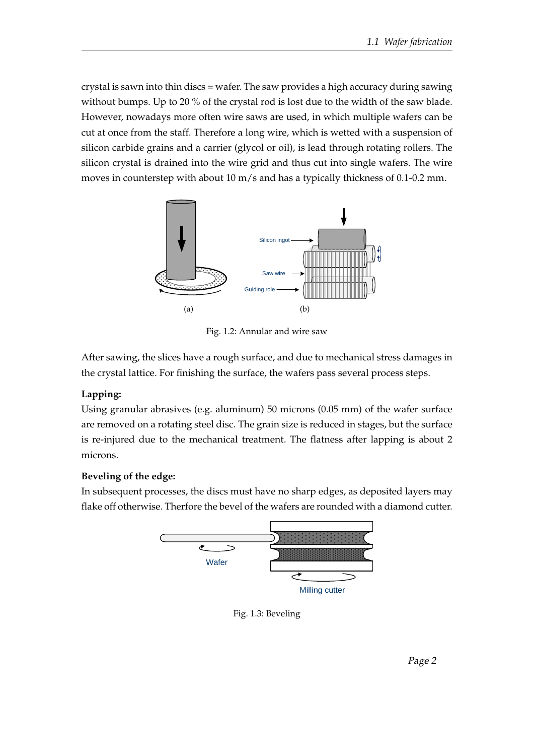crystal is sawn into thin discs = wafer. The saw provides a high accuracy during sawing without bumps. Up to 20 % of the crystal rod is lost due to the width of the saw blade. However, nowadays more often wire saws are used, in which multiple wafers can be cut at once from the staff. Therefore a long wire, which is wetted with a suspension of silicon carbide grains and a carrier (glycol or oil), is lead through rotating rollers. The silicon crystal is drained into the wire grid and thus cut into single wafers. The wire moves in counterstep with about 10 m/s and has a typically thickness of 0.1-0.2 mm.

Fig. 1.2: Annular and wire saw

After sawing, the slices have a rough surface, and due to mechanical stress damages in the crystal lattice. For finishing the surface, the wafers pass several process steps.

**Lapping:**

Using granular abrasives (e.g. aluminum) 50 microns (0.05 mm) of the wafer surface are removed on a rotating steel disc. The grain size is reduced in stages, but the surface is re-injured due to the mechanical treatment. The flatness after lapping is about 2 microns.

**Beveling of the edge:**

In subsequent processes, the discs must have no sharp edges, as deposited layers may flake off otherwise. Therfore the bevel of the wafers are rounded with a diamond cutter.

Fig. 1.3: Beveling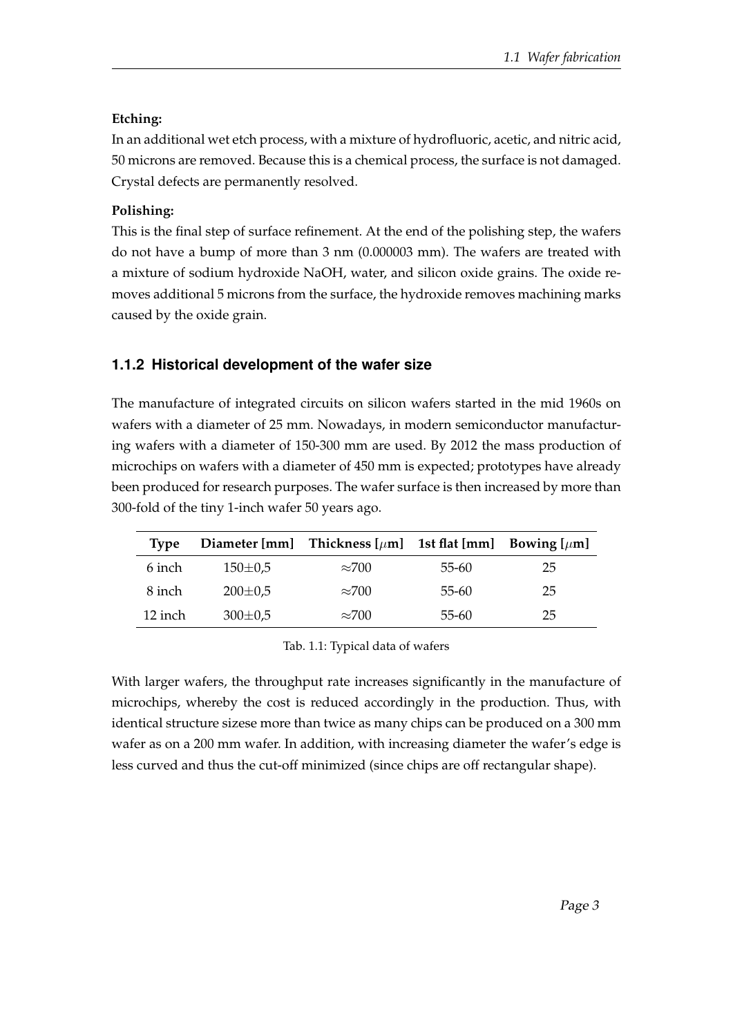**Etching:**

In an additional wet etch process, with a mixture of hydrofluoric, acetic, and nitric acid, 50 microns are removed. Because this is a chemical process, the surface is not damaged. Crystal defects are permanently resolved.

**Polishing:**

This is the final step of surface refinement. At the end of the polishing step, the wafers do not have a bump of more than 3 nm (0.000003 mm). The wafers are treated with a mixture of sodium hydroxide NaOH, water, and silicon oxide grains. The oxide removes additional 5 microns from the surface, the hydroxide removes machining marks caused by the oxide grain.

### 1.1.2 Historical development of the wafer size

The manufacture of integrated circuits on silicon wafers started in the mid 1960s on wafers with a diameter of 25 mm. Nowadays, in modern semiconductor manufacturing wafers with a diameter of 150-300 mm are used. By 2012 the mass production of microchips on wafers with a diameter of 450 mm is expected; prototypes have already been produced for research purposes. The wafer surface is then increased by more than 300-fold of the tiny 1-inch wafer 50 years ago.

| Type | Diameter [mm] | Thickness [$\mu$m] | 1st flat [mm] | Bowing [$\mu$m] |
|---|---|---|---|---|
| 6 inch | 150±0,5 | ≈700 | 55-60 | 25 |
| 8 inch | 200±0,5 | ≈700 | 55-60 | 25 |
| 12 inch | 300±0,5 | ≈700 | 55-60 | 25 |

Tab. 1.1: Typical data of wafers

With larger wafers, the throughput rate increases significantly in the manufacture of microchips, whereby the cost is reduced accordingly in the production. Thus, with identical structure sizese more than twice as many chips can be produced on a 300 mm wafer as on a 200 mm wafer. In addition, with increasing diameter the wafer's edge is less curved and thus the cut-off minimized (since chips are off rectangular shape).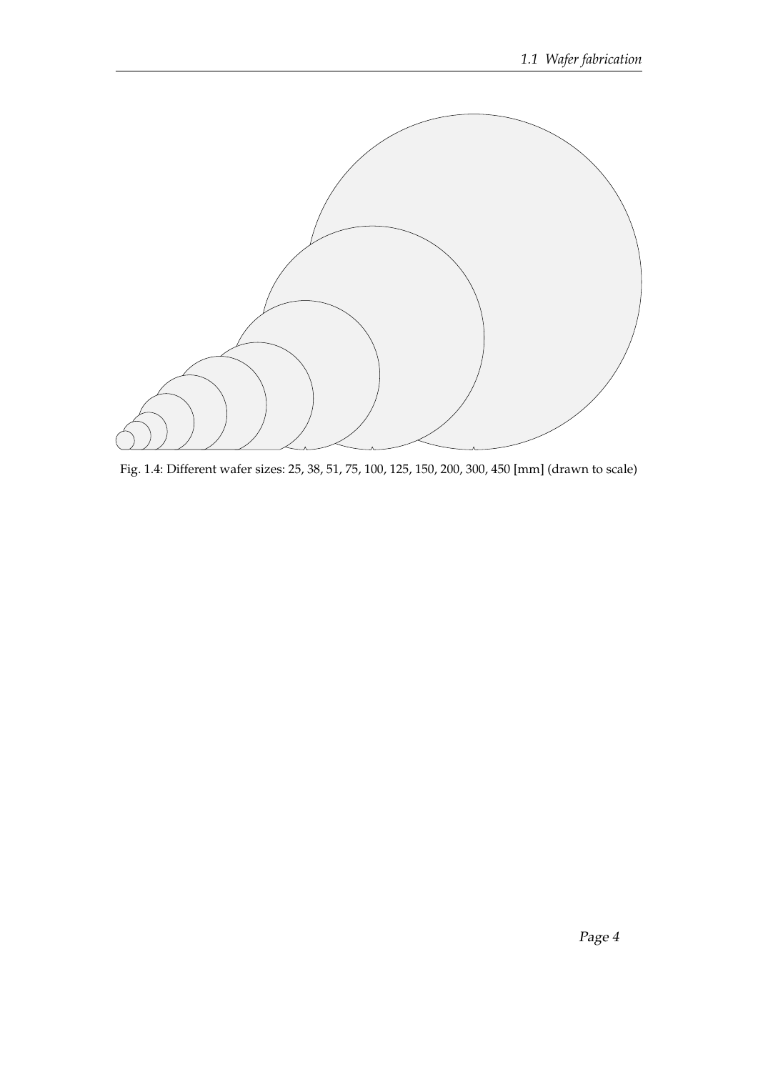Fig. 1.4: Different wafer sizes: 25, 38, 51, 75, 100, 125, 150, 200, 300, 450 [mm] (drawn to scale)